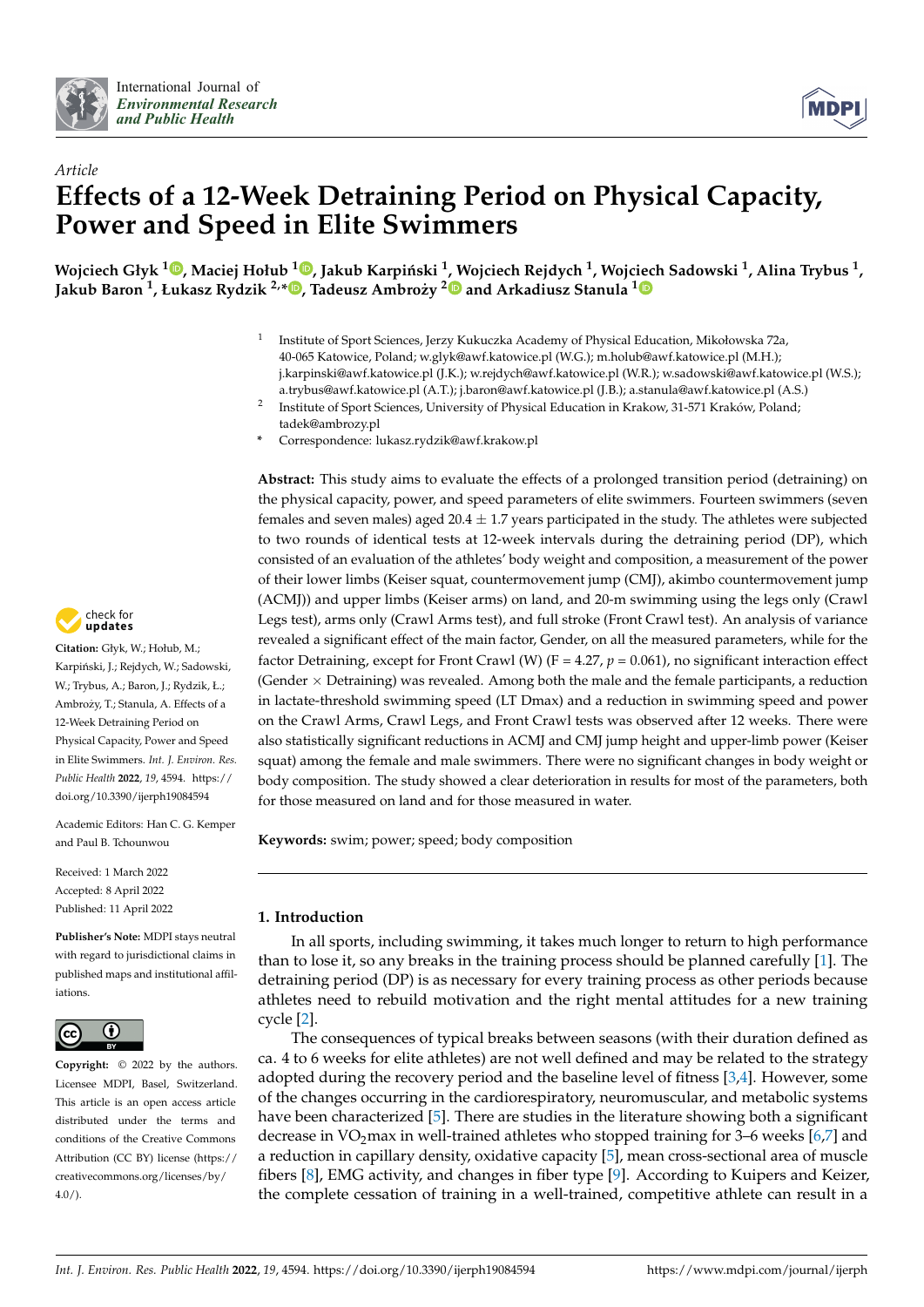*Article*

# Effects of a 12-Week Detraining Period on Physical Capacity, Power and Speed in Elite Swimmers

**Wojciech Głyk [1], Maciej Hołub [1], Jakub Karpiński [1], Wojciech Rejdych [1], Wojciech Sadowski [1], Alina Trybus [1], Jakub Baron [1], Łukasz Rydzik [2,*], Tadeusz Ambroży [2] and Arkadiusz Stanula [1]**

[1] Institute of Sport Sciences, Jerzy Kukuczka Academy of Physical Education, Mikołowska 72a, 40-065 Katowice, Poland; w.glyk@awf.katowice.pl (W.G.); m.holub@awf.katowice.pl (M.H.); j.karpinski@awf.katowice.pl (J.K.); w.rejdych@awf.katowice.pl (W.R.); w.sadowski@awf.katowice.pl (W.S.); a.trybus@awf.katowice.pl (A.T.); j.baron@awf.katowice.pl (J.B.); a.stanula@awf.katowice.pl (A.S.)

[2] Institute of Sport Sciences, University of Physical Education in Krakow, 31-571 Kraków, Poland; tadek@ambrozy.pl

\* Correspondence: lukasz.rydzik@awf.krakow.pl

**Abstract:** This study aims to evaluate the effects of a prolonged transition period (detraining) on the physical capacity, power, and speed parameters of elite swimmers. Fourteen swimmers (seven females and seven males) aged $20.4 \pm 1.7$ years participated in the study. The athletes were subjected to two rounds of identical tests at 12-week intervals during the detraining period (DP), which consisted of an evaluation of the athletes' body weight and composition, a measurement of the power of their lower limbs (Keiser squat, countermovement jump (CMJ), akimbo countermovement jump (ACMJ)) and upper limbs (Keiser arms) on land, and 20-m swimming using the legs only (Crawl Legs test), arms only (Crawl Arms test), and full stroke (Front Crawl test). An analysis of variance revealed a significant effect of the main factor, Gender, on all the measured parameters, while for the factor Detraining, except for Front Crawl (W) ($F = 4.27$, $p = 0.061$), no significant interaction effect (Gender × Detraining) was revealed. Among both the male and the female participants, a reduction in lactate-threshold swimming speed (LT Dmax) and a reduction in swimming speed and power on the Crawl Arms, Crawl Legs, and Front Crawl tests was observed after 12 weeks. There were also statistically significant reductions in ACMJ and CMJ jump height and upper-limb power (Keiser squat) among the female and male swimmers. There were no significant changes in body weight or body composition. The study showed a clear deterioration in results for most of the parameters, both for those measured on land and for those measured in water.

**Keywords:** swim; power; speed; body composition

**Citation:** Głyk, W.; Hołub, M.; Karpiński, J.; Rejdych, W.; Sadowski, W.; Trybus, A.; Baron, J.; Rydzik, Ł.; Ambroży, T.; Stanula, A. Effects of a 12-Week Detraining Period on Physical Capacity, Power and Speed in Elite Swimmers. *Int. J. Environ. Res. Public Health* **2022**, *19*, 4594. https://doi.org/10.3390/ijerph19084594

Academic Editors: Han C. G. Kemper and Paul B. Tchounwou

Received: 1 March 2022
Accepted: 8 April 2022
Published: 11 April 2022

**Publisher's Note:** MDPI stays neutral with regard to jurisdictional claims in published maps and institutional affiliations.

**Copyright:** © 2022 by the authors. Licensee MDPI, Basel, Switzerland. This article is an open access article distributed under the terms and conditions of the Creative Commons Attribution (CC BY) license (https://creativecommons.org/licenses/by/4.0/).

## 1. Introduction

In all sports, including swimming, it takes much longer to return to high performance than to lose it, so any breaks in the training process should be planned carefully [1]. The detraining period (DP) is as necessary for every training process as other periods because athletes need to rebuild motivation and the right mental attitudes for a new training cycle [2].

The consequences of typical breaks between seasons (with their duration defined as ca. 4 to 6 weeks for elite athletes) are not well defined and may be related to the strategy adopted during the recovery period and the baseline level of fitness [3,4]. However, some of the changes occurring in the cardiorespiratory, neuromuscular, and metabolic systems have been characterized [5]. There are studies in the literature showing both a significant decrease in $VO_2$max in well-trained athletes who stopped training for 3–6 weeks [6,7] and a reduction in capillary density, oxidative capacity [5], mean cross-sectional area of muscle fibers [8], EMG activity, and changes in fiber type [9]. According to Kuipers and Keizer, the complete cessation of training in a well-trained, competitive athlete can result in a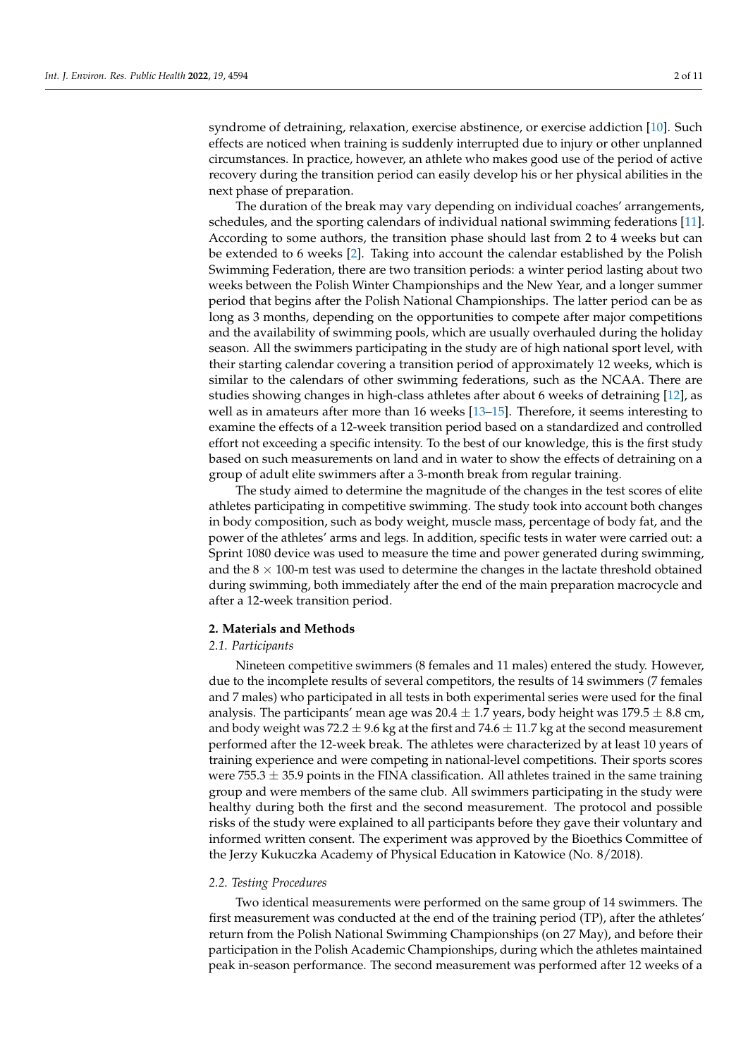syndrome of detraining, relaxation, exercise abstinence, or exercise addiction [10]. Such effects are noticed when training is suddenly interrupted due to injury or other unplanned circumstances. In practice, however, an athlete who makes good use of the period of active recovery during the transition period can easily develop his or her physical abilities in the next phase of preparation.

The duration of the break may vary depending on individual coaches' arrangements, schedules, and the sporting calendars of individual national swimming federations [11]. According to some authors, the transition phase should last from 2 to 4 weeks but can be extended to 6 weeks [2]. Taking into account the calendar established by the Polish Swimming Federation, there are two transition periods: a winter period lasting about two weeks between the Polish Winter Championships and the New Year, and a longer summer period that begins after the Polish National Championships. The latter period can be as long as 3 months, depending on the opportunities to compete after major competitions and the availability of swimming pools, which are usually overhauled during the holiday season. All the swimmers participating in the study are of high national sport level, with their starting calendar covering a transition period of approximately 12 weeks, which is similar to the calendars of other swimming federations, such as the NCAA. There are studies showing changes in high-class athletes after about 6 weeks of detraining [12], as well as in amateurs after more than 16 weeks [13–15]. Therefore, it seems interesting to examine the effects of a 12-week transition period based on a standardized and controlled effort not exceeding a specific intensity. To the best of our knowledge, this is the first study based on such measurements on land and in water to show the effects of detraining on a group of adult elite swimmers after a 3-month break from regular training.

The study aimed to determine the magnitude of the changes in the test scores of elite athletes participating in competitive swimming. The study took into account both changes in body composition, such as body weight, muscle mass, percentage of body fat, and the power of the athletes' arms and legs. In addition, specific tests in water were carried out: a Sprint 1080 device was used to measure the time and power generated during swimming, and the 8 × 100-m test was used to determine the changes in the lactate threshold obtained during swimming, both immediately after the end of the main preparation macrocycle and after a 12-week transition period.

## 2. Materials and Methods

### 2.1. Participants

Nineteen competitive swimmers (8 females and 11 males) entered the study. However, due to the incomplete results of several competitors, the results of 14 swimmers (7 females and 7 males) who participated in all tests in both experimental series were used for the final analysis. The participants' mean age was 20.4 ± 1.7 years, body height was 179.5 ± 8.8 cm, and body weight was 72.2 ± 9.6 kg at the first and 74.6 ± 11.7 kg at the second measurement performed after the 12-week break. The athletes were characterized by at least 10 years of training experience and were competing in national-level competitions. Their sports scores were 755.3 ± 35.9 points in the FINA classification. All athletes trained in the same training group and were members of the same club. All swimmers participating in the study were healthy during both the first and the second measurement. The protocol and possible risks of the study were explained to all participants before they gave their voluntary and informed written consent. The experiment was approved by the Bioethics Committee of the Jerzy Kukuczka Academy of Physical Education in Katowice (No. 8/2018).

### 2.2. Testing Procedures

Two identical measurements were performed on the same group of 14 swimmers. The first measurement was conducted at the end of the training period (TP), after the athletes' return from the Polish National Swimming Championships (on 27 May), and before their participation in the Polish Academic Championships, during which the athletes maintained peak in-season performance. The second measurement was performed after 12 weeks of a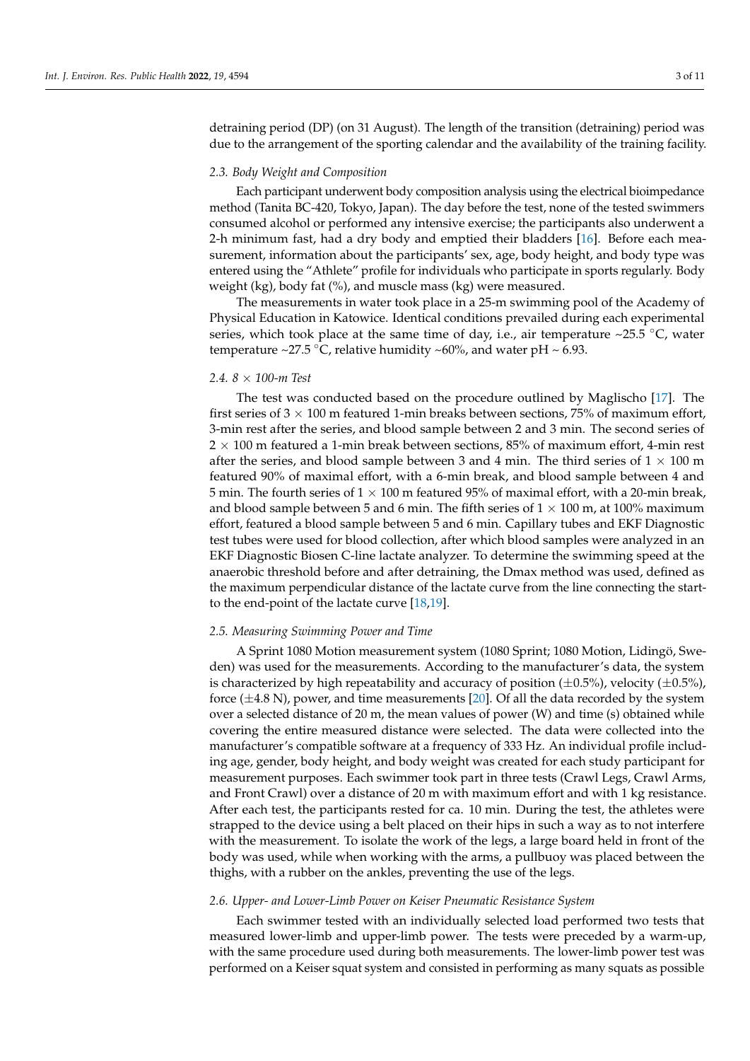detraining period (DP) (on 31 August). The length of the transition (detraining) period was due to the arrangement of the sporting calendar and the availability of the training facility.

### 2.3. Body Weight and Composition

Each participant underwent body composition analysis using the electrical bioimpedance method (Tanita BC-420, Tokyo, Japan). The day before the test, none of the tested swimmers consumed alcohol or performed any intensive exercise; the participants also underwent a 2-h minimum fast, had a dry body and emptied their bladders [16]. Before each measurement, information about the participants' sex, age, body height, and body type was entered using the "Athlete" profile for individuals who participate in sports regularly. Body weight (kg), body fat (%), and muscle mass (kg) were measured.

The measurements in water took place in a 25-m swimming pool of the Academy of Physical Education in Katowice. Identical conditions prevailed during each experimental series, which took place at the same time of day, i.e., air temperature ~25.5 °C, water temperature ~27.5 °C, relative humidity ~60%, and water pH ~ 6.93.

### 2.4. 8 × 100-m Test

The test was conducted based on the procedure outlined by Maglischo [17]. The first series of 3 × 100 m featured 1-min breaks between sections, 75% of maximum effort, 3-min rest after the series, and blood sample between 2 and 3 min. The second series of 2 × 100 m featured a 1-min break between sections, 85% of maximum effort, 4-min rest after the series, and blood sample between 3 and 4 min. The third series of 1 × 100 m featured 90% of maximal effort, with a 6-min break, and blood sample between 4 and 5 min. The fourth series of 1 × 100 m featured 95% of maximal effort, with a 20-min break, and blood sample between 5 and 6 min. The fifth series of 1 × 100 m, at 100% maximum effort, featured a blood sample between 5 and 6 min. Capillary tubes and EKF Diagnostic test tubes were used for blood collection, after which blood samples were analyzed in an EKF Diagnostic Biosen C-line lactate analyzer. To determine the swimming speed at the anaerobic threshold before and after detraining, the Dmax method was used, defined as the maximum perpendicular distance of the lactate curve from the line connecting the start- to the end-point of the lactate curve [18,19].

### 2.5. Measuring Swimming Power and Time

A Sprint 1080 Motion measurement system (1080 Sprint; 1080 Motion, Lidingö, Sweden) was used for the measurements. According to the manufacturer's data, the system is characterized by high repeatability and accuracy of position (±0.5%), velocity (±0.5%), force (±4.8 N), power, and time measurements [20]. Of all the data recorded by the system over a selected distance of 20 m, the mean values of power (W) and time (s) obtained while covering the entire measured distance were selected. The data were collected into the manufacturer's compatible software at a frequency of 333 Hz. An individual profile including age, gender, body height, and body weight was created for each study participant for measurement purposes. Each swimmer took part in three tests (Crawl Legs, Crawl Arms, and Front Crawl) over a distance of 20 m with maximum effort and with 1 kg resistance. After each test, the participants rested for ca. 10 min. During the test, the athletes were strapped to the device using a belt placed on their hips in such a way as to not interfere with the measurement. To isolate the work of the legs, a large board held in front of the body was used, while when working with the arms, a pullbuoy was placed between the thighs, with a rubber on the ankles, preventing the use of the legs.

### 2.6. Upper- and Lower-Limb Power on Keiser Pneumatic Resistance System

Each swimmer tested with an individually selected load performed two tests that measured lower-limb and upper-limb power. The tests were preceded by a warm-up, with the same procedure used during both measurements. The lower-limb power test was performed on a Keiser squat system and consisted in performing as many squats as possible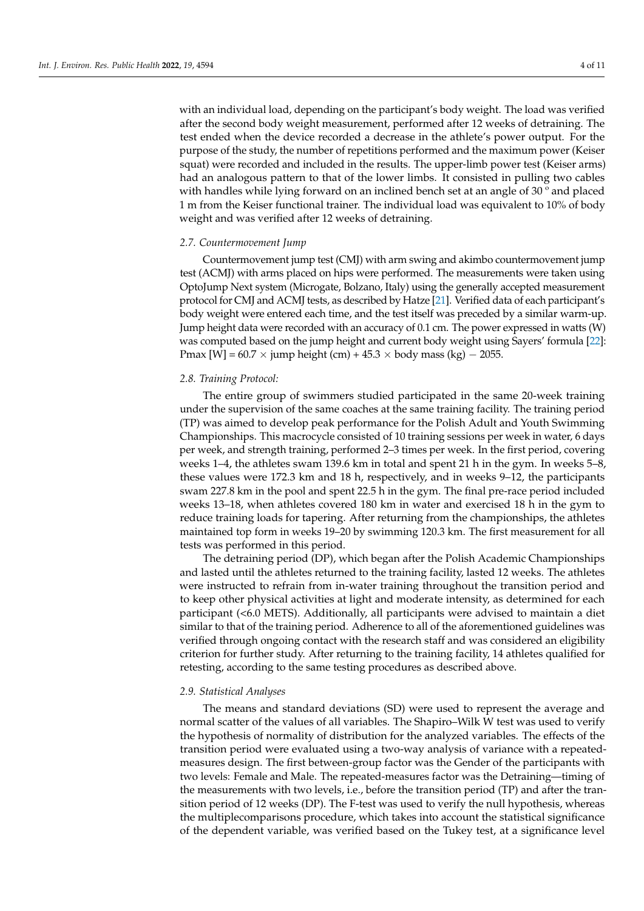with an individual load, depending on the participant's body weight. The load was verified after the second body weight measurement, performed after 12 weeks of detraining. The test ended when the device recorded a decrease in the athlete's power output. For the purpose of the study, the number of repetitions performed and the maximum power (Keiser squat) were recorded and included in the results. The upper-limb power test (Keiser arms) had an analogous pattern to that of the lower limbs. It consisted in pulling two cables with handles while lying forward on an inclined bench set at an angle of 30 º and placed 1 m from the Keiser functional trainer. The individual load was equivalent to 10% of body weight and was verified after 12 weeks of detraining.

### *2.7. Countermovement Jump*

Countermovement jump test (CMJ) with arm swing and akimbo countermovement jump test (ACMJ) with arms placed on hips were performed. The measurements were taken using OptoJump Next system (Microgate, Bolzano, Italy) using the generally accepted measurement protocol for CMJ and ACMJ tests, as described by Hatze [21]. Verified data of each participant's body weight were entered each time, and the test itself was preceded by a similar warm-up. Jump height data were recorded with an accuracy of 0.1 cm. The power expressed in watts (W) was computed based on the jump height and current body weight using Sayers' formula [22]: Pmax [W] = $60.7 \times$ jump height (cm) + $45.3 \times$ body mass (kg) $-$ 2055.

### *2.8. Training Protocol:*

The entire group of swimmers studied participated in the same 20-week training under the supervision of the same coaches at the same training facility. The training period (TP) was aimed to develop peak performance for the Polish Adult and Youth Swimming Championships. This macrocycle consisted of 10 training sessions per week in water, 6 days per week, and strength training, performed 2–3 times per week. In the first period, covering weeks 1–4, the athletes swam 139.6 km in total and spent 21 h in the gym. In weeks 5–8, these values were 172.3 km and 18 h, respectively, and in weeks 9–12, the participants swam 227.8 km in the pool and spent 22.5 h in the gym. The final pre-race period included weeks 13–18, when athletes covered 180 km in water and exercised 18 h in the gym to reduce training loads for tapering. After returning from the championships, the athletes maintained top form in weeks 19–20 by swimming 120.3 km. The first measurement for all tests was performed in this period.

The detraining period (DP), which began after the Polish Academic Championships and lasted until the athletes returned to the training facility, lasted 12 weeks. The athletes were instructed to refrain from in-water training throughout the transition period and to keep other physical activities at light and moderate intensity, as determined for each participant (<6.0 METS). Additionally, all participants were advised to maintain a diet similar to that of the training period. Adherence to all of the aforementioned guidelines was verified through ongoing contact with the research staff and was considered an eligibility criterion for further study. After returning to the training facility, 14 athletes qualified for retesting, according to the same testing procedures as described above.

### *2.9. Statistical Analyses*

The means and standard deviations (SD) were used to represent the average and normal scatter of the values of all variables. The Shapiro–Wilk W test was used to verify the hypothesis of normality of distribution for the analyzed variables. The effects of the transition period were evaluated using a two-way analysis of variance with a repeated-measures design. The first between-group factor was the Gender of the participants with two levels: Female and Male. The repeated-measures factor was the Detraining—timing of the measurements with two levels, i.e., before the transition period (TP) and after the transition period of 12 weeks (DP). The F-test was used to verify the null hypothesis, whereas the multiplecomparisons procedure, which takes into account the statistical significance of the dependent variable, was verified based on the Tukey test, at a significance level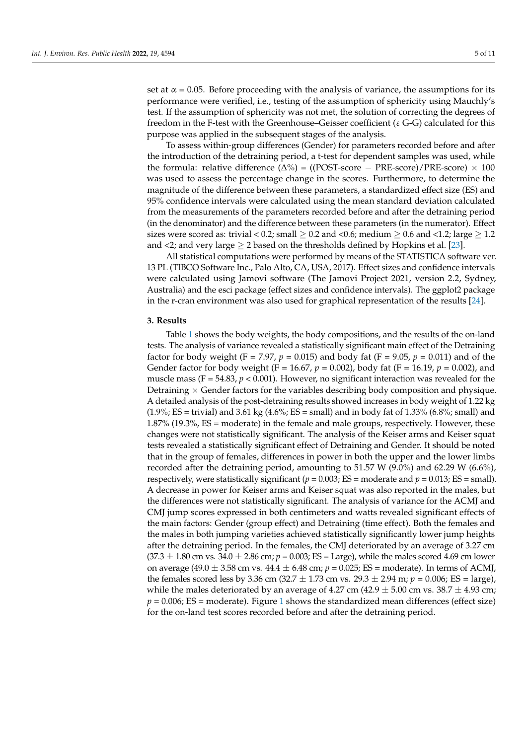set at $\alpha = 0.05$. Before proceeding with the analysis of variance, the assumptions for its performance were verified, i.e., testing of the assumption of sphericity using Mauchly's test. If the assumption of sphericity was not met, the solution of correcting the degrees of freedom in the F-test with the Greenhouse–Geisser coefficient ($\varepsilon$ G-G) calculated for this purpose was applied in the subsequent stages of the analysis.

To assess within-group differences (Gender) for parameters recorded before and after the introduction of the detraining period, a t-test for dependent samples was used, while the formula: relative difference ($\Delta\%$) = ((POST-score − PRE-score)/PRE-score) × 100 was used to assess the percentage change in the scores. Furthermore, to determine the magnitude of the difference between these parameters, a standardized effect size (ES) and 95% confidence intervals were calculated using the mean standard deviation calculated from the measurements of the parameters recorded before and after the detraining period (in the denominator) and the difference between these parameters (in the numerator). Effect sizes were scored as: trivial < 0.2; small $\geq$ 0.2 and <0.6; medium $\geq$ 0.6 and <1.2; large $\geq$ 1.2 and <2; and very large $\geq$ 2 based on the thresholds defined by Hopkins et al. [23].

All statistical computations were performed by means of the STATISTICA software ver. 13 PL (TIBCO Software Inc., Palo Alto, CA, USA, 2017). Effect sizes and confidence intervals were calculated using Jamovi software (The Jamovi Project 2021, version 2.2, Sydney, Australia) and the esci package (effect sizes and confidence intervals). The ggplot2 package in the r-cran environment was also used for graphical representation of the results [24].

## 3. Results

Table 1 shows the body weights, the body compositions, and the results of the on-land tests. The analysis of variance revealed a statistically significant main effect of the Detraining factor for body weight ($F = 7.97$, $p = 0.015$) and body fat ($F = 9.05$, $p = 0.011$) and of the Gender factor for body weight ($F = 16.67$, $p = 0.002$), body fat ($F = 16.19$, $p = 0.002$), and muscle mass ($F = 54.83$, $p < 0.001$). However, no significant interaction was revealed for the Detraining × Gender factors for the variables describing body composition and physique. A detailed analysis of the post-detraining results showed increases in body weight of 1.22 kg (1.9%; ES = trivial) and 3.61 kg (4.6%; ES = small) and in body fat of 1.33% (6.8%; small) and 1.87% (19.3%, ES = moderate) in the female and male groups, respectively. However, these changes were not statistically significant. The analysis of the Keiser arms and Keiser squat tests revealed a statistically significant effect of Detraining and Gender. It should be noted that in the group of females, differences in power in both the upper and the lower limbs recorded after the detraining period, amounting to 51.57 W (9.0%) and 62.29 W (6.6%), respectively, were statistically significant ($p = 0.003$; ES = moderate and $p = 0.013$; ES = small). A decrease in power for Keiser arms and Keiser squat was also reported in the males, but the differences were not statistically significant. The analysis of variance for the ACMJ and CMJ jump scores expressed in both centimeters and watts revealed significant effects of the main factors: Gender (group effect) and Detraining (time effect). Both the females and the males in both jumping varieties achieved statistically significantly lower jump heights after the detraining period. In the females, the CMJ deteriorated by an average of 3.27 cm ($37.3 \pm 1.80$ cm vs. $34.0 \pm 2.86$ cm; $p = 0.003$; ES = Large), while the males scored 4.69 cm lower on average ($49.0 \pm 3.58$ cm vs. $44.4 \pm 6.48$ cm; $p = 0.025$; ES = moderate). In terms of ACMJ, the females scored less by 3.36 cm ($32.7 \pm 1.73$ cm vs. $29.3 \pm 2.94$ m; $p = 0.006$; ES = large), while the males deteriorated by an average of 4.27 cm ($42.9 \pm 5.00$ cm vs. $38.7 \pm 4.93$ cm; $p = 0.006$; ES = moderate). Figure 1 shows the standardized mean differences (effect size) for the on-land test scores recorded before and after the detraining period.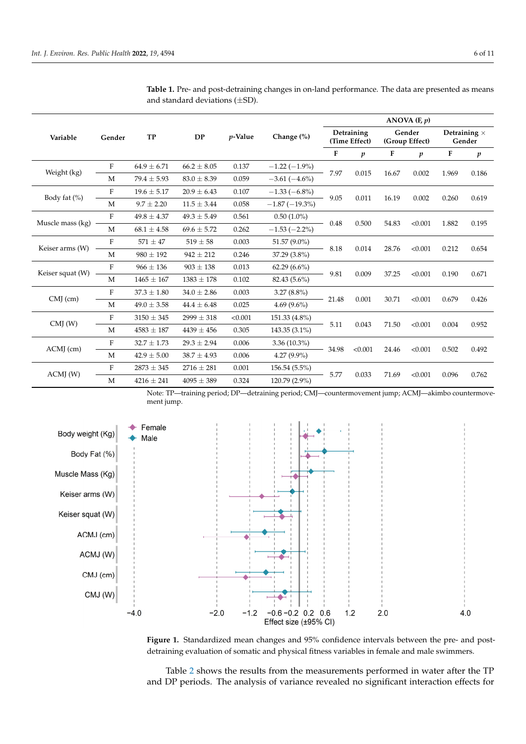**Table 1.** Pre- and post-detraining changes in on-land performance. The data are presented as means and standard deviations (±SD).

| Variable | Gender | TP | DP | *p*-Value | Change (%) | ANOVA (F, *p*) | | | | | |
|---|---|---|---|---|---|---|---|---|---|---|---|
| | | | | | | Detraining (Time Effect) | | Gender (Group Effect) | | Detraining × Gender | |
| | | | | | | F | *p* | F | *p* | F | *p* |
| Weight (kg) | F | 64.9 ± 6.71 | 66.2 ± 8.05 | 0.137 | −1.22 (−1.9%) | 7.97 | 0.015 | 16.67 | 0.002 | 1.969 | 0.186 |
| | M | 79.4 ± 5.93 | 83.0 ± 8.39 | 0.059 | −3.61 (−4.6%) | | | | | | |
| Body fat (%) | F | 19.6 ± 5.17 | 20.9 ± 6.43 | 0.107 | −1.33 (−6.8%) | 9.05 | 0.011 | 16.19 | 0.002 | 0.260 | 0.619 |
| | M | 9.7 ± 2.20 | 11.5 ± 3.44 | 0.058 | −1.87 (−19.3%) | | | | | | |
| Muscle mass (kg) | F | 49.8 ± 4.37 | 49.3 ± 5.49 | 0.561 | 0.50 (1.0%) | 0.48 | 0.500 | 54.83 | <0.001 | 1.882 | 0.195 |
| | M | 68.1 ± 4.58 | 69.6 ± 5.72 | 0.262 | −1.53 (−2.2%) | | | | | | |
| Keiser arms (W) | F | 571 ± 47 | 519 ± 58 | 0.003 | 51.57 (9.0%) | 8.18 | 0.014 | 28.76 | <0.001 | 0.212 | 0.654 |
| | M | 980 ± 192 | 942 ± 212 | 0.246 | 37.29 (3.8%) | | | | | | |
| Keiser squat (W) | F | 966 ± 136 | 903 ± 138 | 0.013 | 62.29 (6.6%) | 9.81 | 0.009 | 37.25 | <0.001 | 0.190 | 0.671 |
| | M | 1465 ± 167 | 1383 ± 178 | 0.102 | 82.43 (5.6%) | | | | | | |
| CMJ (cm) | F | 37.3 ± 1.80 | 34.0 ± 2.86 | 0.003 | 3.27 (8.8%) | 21.48 | 0.001 | 30.71 | <0.001 | 0.679 | 0.426 |
| | M | 49.0 ± 3.58 | 44.4 ± 6.48 | 0.025 | 4.69 (9.6%) | | | | | | |
| CMJ (W) | F | 3150 ± 345 | 2999 ± 318 | <0.001 | 151.33 (4.8%) | 5.11 | 0.043 | 71.50 | <0.001 | 0.004 | 0.952 |
| | M | 4583 ± 187 | 4439 ± 456 | 0.305 | 143.35 (3.1%) | | | | | | |
| ACMJ (cm) | F | 32.7 ± 1.73 | 29.3 ± 2.94 | 0.006 | 3.36 (10.3%) | 34.98 | <0.001 | 24.46 | <0.001 | 0.502 | 0.492 |
| | M | 42.9 ± 5.00 | 38.7 ± 4.93 | 0.006 | 4.27 (9.9%) | | | | | | |
| ACMJ (W) | F | 2873 ± 345 | 2716 ± 281 | 0.001 | 156.54 (5.5%) | 5.77 | 0.033 | 71.69 | <0.001 | 0.096 | 0.762 |
| | M | 4216 ± 241 | 4095 ± 389 | 0.324 | 120.79 (2.9%) | | | | | | |

Note: TP—training period; DP—detraining period; CMJ—countermovement jump; ACMJ—akimbo countermovement jump.

**Figure 1.** Standardized mean changes and 95% confidence intervals between the pre- and post-detraining evaluation of somatic and physical fitness variables in female and male swimmers.

Table 2 shows the results from the measurements performed in water after the TP and DP periods. The analysis of variance revealed no significant interaction effects for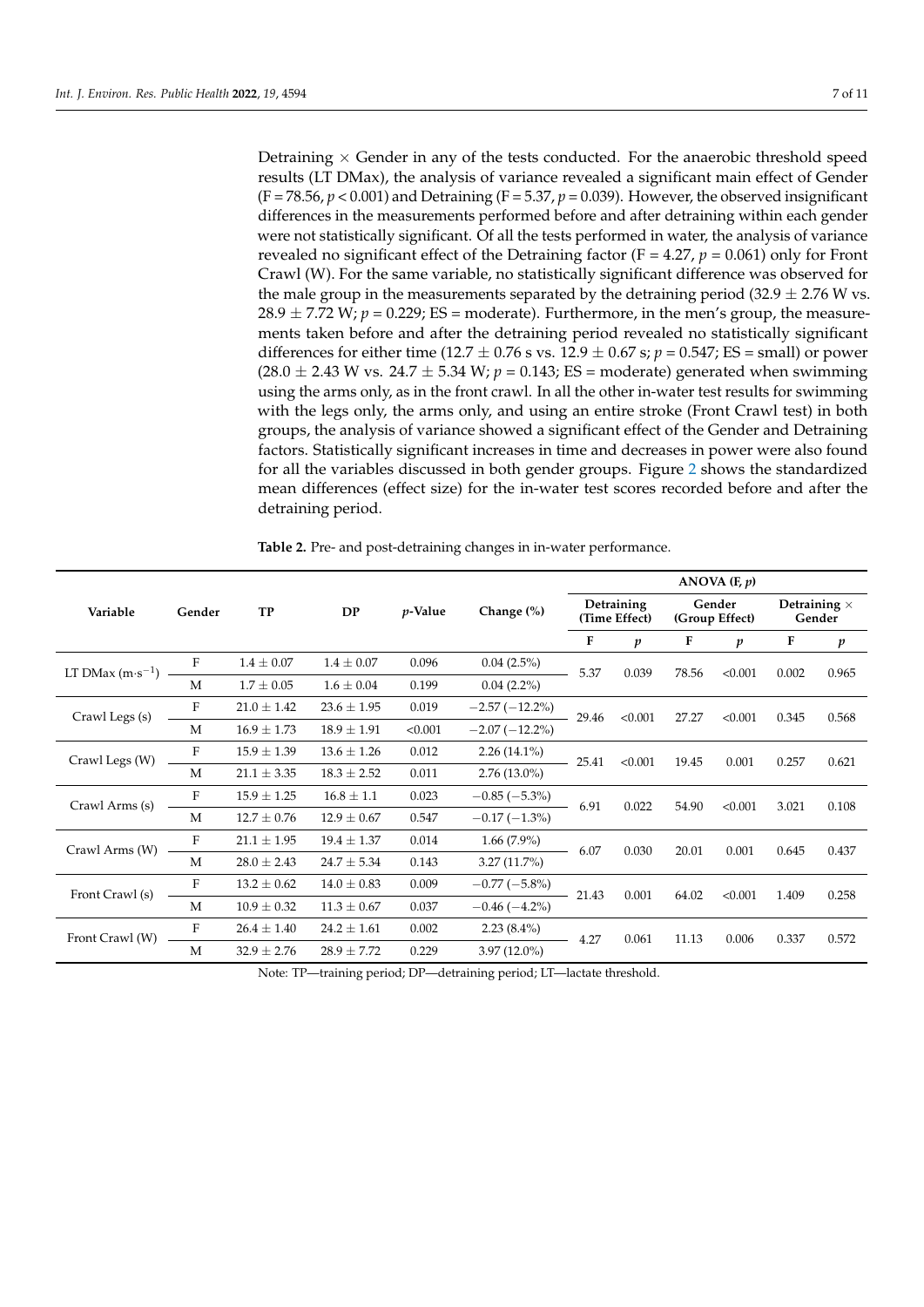Detraining × Gender in any of the tests conducted. For the anaerobic threshold speed results (LT DMax), the analysis of variance revealed a significant main effect of Gender ($F = 78.56$, $p < 0.001$) and Detraining ($F = 5.37$, $p = 0.039$). However, the observed insignificant differences in the measurements performed before and after detraining within each gender were not statistically significant. Of all the tests performed in water, the analysis of variance revealed no significant effect of the Detraining factor ($F = 4.27$, $p = 0.061$) only for Front Crawl (W). For the same variable, no statistically significant difference was observed for the male group in the measurements separated by the detraining period ($32.9 \pm 2.76$ W vs. $28.9 \pm 7.72$ W; $p = 0.229$; ES = moderate). Furthermore, in the men's group, the measurements taken before and after the detraining period revealed no statistically significant differences for either time ($12.7 \pm 0.76$ s vs. $12.9 \pm 0.67$ s; $p = 0.547$; ES = small) or power ($28.0 \pm 2.43$ W vs. $24.7 \pm 5.34$ W; $p = 0.143$; ES = moderate) generated when swimming using the arms only, as in the front crawl. In all the other in-water test results for swimming with the legs only, the arms only, and using an entire stroke (Front Crawl test) in both groups, the analysis of variance showed a significant effect of the Gender and Detraining factors. Statistically significant increases in time and decreases in power were also found for all the variables discussed in both gender groups. Figure 2 shows the standardized mean differences (effect size) for the in-water test scores recorded before and after the detraining period.

**Table 2.** Pre- and post-detraining changes in in-water performance.

| Variable | Gender | TP | DP | *p*-Value | Change (%) | ANOVA (F, *p*) | | | | | |
|---|---|---|---|---|---|---|---|---|---|---|---|
| | | | | | | Detraining (Time Effect) | | Gender (Group Effect) | | Detraining × Gender | |
| | | | | | | F | *p* | F | *p* | F | *p* |
| LT DMax ($m \cdot s^{-1}$) | F | $1.4 \pm 0.07$ | $1.4 \pm 0.07$ | 0.096 | 0.04 (2.5%) | 5.37 | 0.039 | 78.56 | <0.001 | 0.002 | 0.965 |
| | M | $1.7 \pm 0.05$ | $1.6 \pm 0.04$ | 0.199 | 0.04 (2.2%) | | | | | | |
| Crawl Legs (s) | F | $21.0 \pm 1.42$ | $23.6 \pm 1.95$ | 0.019 | −2.57 (−12.2%) | 29.46 | <0.001 | 27.27 | <0.001 | 0.345 | 0.568 |
| | M | $16.9 \pm 1.73$ | $18.9 \pm 1.91$ | <0.001 | −2.07 (−12.2%) | | | | | | |
| Crawl Legs (W) | F | $15.9 \pm 1.39$ | $13.6 \pm 1.26$ | 0.012 | 2.26 (14.1%) | 25.41 | <0.001 | 19.45 | 0.001 | 0.257 | 0.621 |
| | M | $21.1 \pm 3.35$ | $18.3 \pm 2.52$ | 0.011 | 2.76 (13.0%) | | | | | | |
| Crawl Arms (s) | F | $15.9 \pm 1.25$ | $16.8 \pm 1.1$ | 0.023 | −0.85 (−5.3%) | 6.91 | 0.022 | 54.90 | <0.001 | 3.021 | 0.108 |
| | M | $12.7 \pm 0.76$ | $12.9 \pm 0.67$ | 0.547 | −0.17 (−1.3%) | | | | | | |
| Crawl Arms (W) | F | $21.1 \pm 1.95$ | $19.4 \pm 1.37$ | 0.014 | 1.66 (7.9%) | 6.07 | 0.030 | 20.01 | 0.001 | 0.645 | 0.437 |
| | M | $28.0 \pm 2.43$ | $24.7 \pm 5.34$ | 0.143 | 3.27 (11.7%) | | | | | | |
| Front Crawl (s) | F | $13.2 \pm 0.62$ | $14.0 \pm 0.83$ | 0.009 | −0.77 (−5.8%) | 21.43 | 0.001 | 64.02 | <0.001 | 1.409 | 0.258 |
| | M | $10.9 \pm 0.32$ | $11.3 \pm 0.67$ | 0.037 | −0.46 (−4.2%) | | | | | | |
| Front Crawl (W) | F | $26.4 \pm 1.40$ | $24.2 \pm 1.61$ | 0.002 | 2.23 (8.4%) | 4.27 | 0.061 | 11.13 | 0.006 | 0.337 | 0.572 |
| | M | $32.9 \pm 2.76$ | $28.9 \pm 7.72$ | 0.229 | 3.97 (12.0%) | | | | | | |

Note: TP—training period; DP—detraining period; LT—lactate threshold.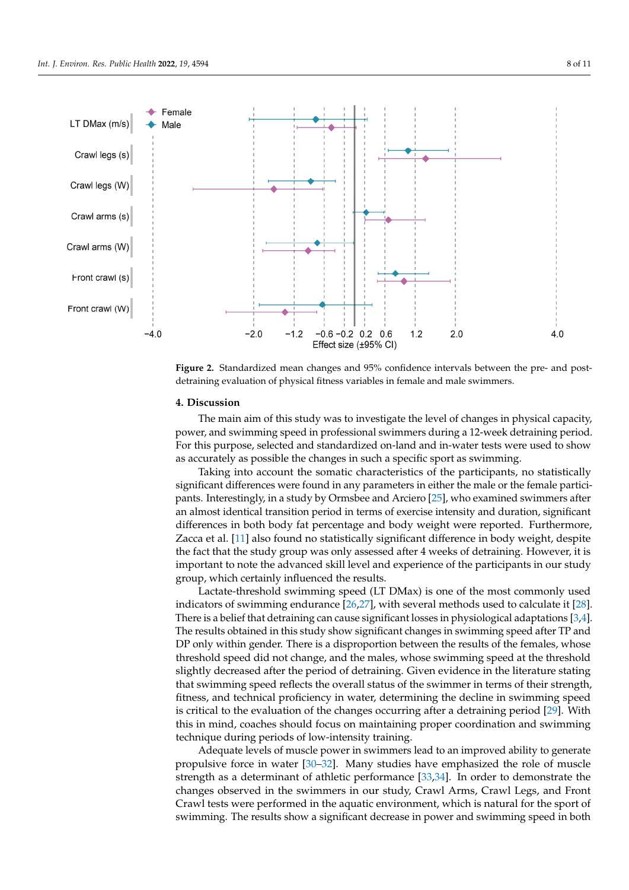**Figure 2.** Standardized mean changes and 95% confidence intervals between the pre- and post-detraining evaluation of physical fitness variables in female and male swimmers.

## 4. Discussion

The main aim of this study was to investigate the level of changes in physical capacity, power, and swimming speed in professional swimmers during a 12-week detraining period. For this purpose, selected and standardized on-land and in-water tests were used to show as accurately as possible the changes in such a specific sport as swimming.

Taking into account the somatic characteristics of the participants, no statistically significant differences were found in any parameters in either the male or the female participants. Interestingly, in a study by Ormsbee and Arciero [25], who examined swimmers after an almost identical transition period in terms of exercise intensity and duration, significant differences in both body fat percentage and body weight were reported. Furthermore, Zacca et al. [11] also found no statistically significant difference in body weight, despite the fact that the study group was only assessed after 4 weeks of detraining. However, it is important to note the advanced skill level and experience of the participants in our study group, which certainly influenced the results.

Lactate-threshold swimming speed (LT DMax) is one of the most commonly used indicators of swimming endurance [26,27], with several methods used to calculate it [28]. There is a belief that detraining can cause significant losses in physiological adaptations [3,4]. The results obtained in this study show significant changes in swimming speed after TP and DP only within gender. There is a disproportion between the results of the females, whose threshold speed did not change, and the males, whose swimming speed at the threshold slightly decreased after the period of detraining. Given evidence in the literature stating that swimming speed reflects the overall status of the swimmer in terms of their strength, fitness, and technical proficiency in water, determining the decline in swimming speed is critical to the evaluation of the changes occurring after a detraining period [29]. With this in mind, coaches should focus on maintaining proper coordination and swimming technique during periods of low-intensity training.

Adequate levels of muscle power in swimmers lead to an improved ability to generate propulsive force in water [30–32]. Many studies have emphasized the role of muscle strength as a determinant of athletic performance [33,34]. In order to demonstrate the changes observed in the swimmers in our study, Crawl Arms, Crawl Legs, and Front Crawl tests were performed in the aquatic environment, which is natural for the sport of swimming. The results show a significant decrease in power and swimming speed in both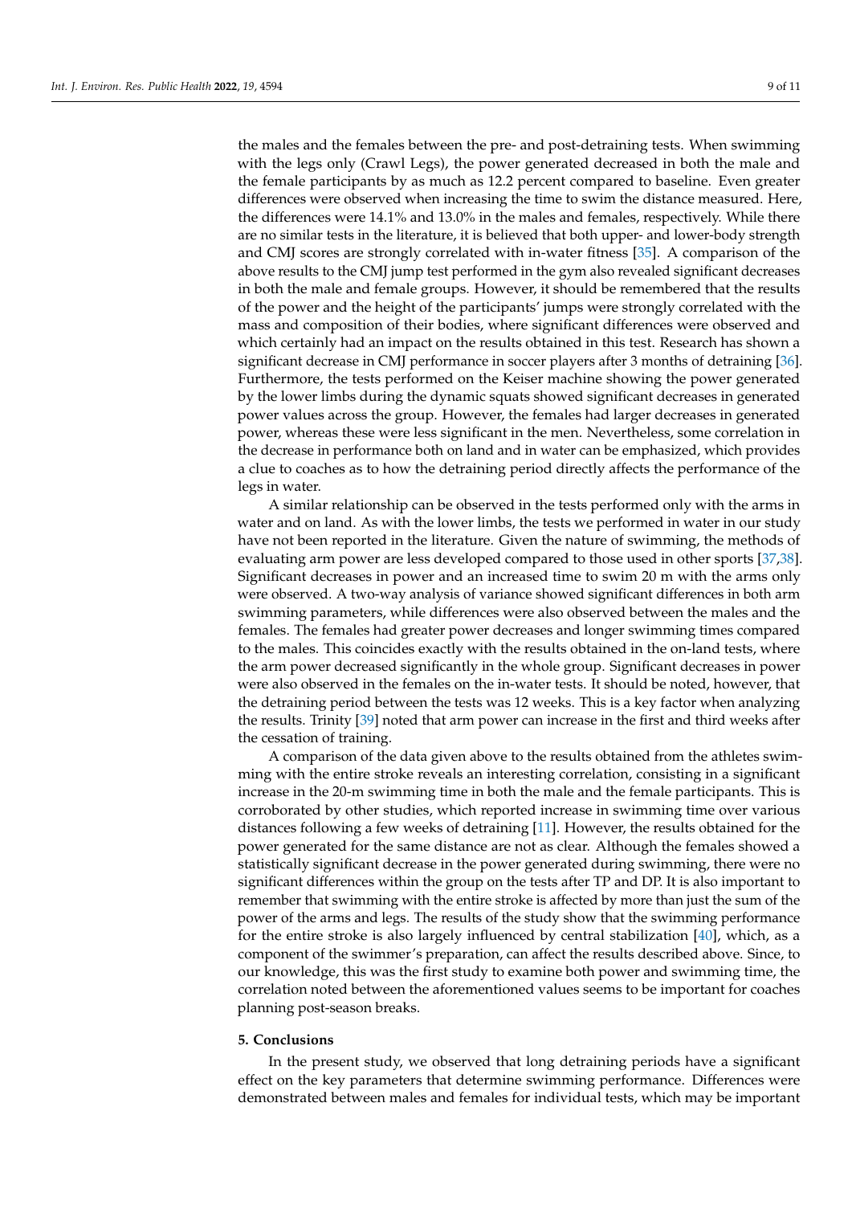the males and the females between the pre- and post-detraining tests. When swimming with the legs only (Crawl Legs), the power generated decreased in both the male and the female participants by as much as 12.2 percent compared to baseline. Even greater differences were observed when increasing the time to swim the distance measured. Here, the differences were 14.1% and 13.0% in the males and females, respectively. While there are no similar tests in the literature, it is believed that both upper- and lower-body strength and CMJ scores are strongly correlated with in-water fitness [35]. A comparison of the above results to the CMJ jump test performed in the gym also revealed significant decreases in both the male and female groups. However, it should be remembered that the results of the power and the height of the participants' jumps were strongly correlated with the mass and composition of their bodies, where significant differences were observed and which certainly had an impact on the results obtained in this test. Research has shown a significant decrease in CMJ performance in soccer players after 3 months of detraining [36]. Furthermore, the tests performed on the Keiser machine showing the power generated by the lower limbs during the dynamic squats showed significant decreases in generated power values across the group. However, the females had larger decreases in generated power, whereas these were less significant in the men. Nevertheless, some correlation in the decrease in performance both on land and in water can be emphasized, which provides a clue to coaches as to how the detraining period directly affects the performance of the legs in water.

A similar relationship can be observed in the tests performed only with the arms in water and on land. As with the lower limbs, the tests we performed in water in our study have not been reported in the literature. Given the nature of swimming, the methods of evaluating arm power are less developed compared to those used in other sports [37,38]. Significant decreases in power and an increased time to swim 20 m with the arms only were observed. A two-way analysis of variance showed significant differences in both arm swimming parameters, while differences were also observed between the males and the females. The females had greater power decreases and longer swimming times compared to the males. This coincides exactly with the results obtained in the on-land tests, where the arm power decreased significantly in the whole group. Significant decreases in power were also observed in the females on the in-water tests. It should be noted, however, that the detraining period between the tests was 12 weeks. This is a key factor when analyzing the results. Trinity [39] noted that arm power can increase in the first and third weeks after the cessation of training.

A comparison of the data given above to the results obtained from the athletes swimming with the entire stroke reveals an interesting correlation, consisting in a significant increase in the 20-m swimming time in both the male and the female participants. This is corroborated by other studies, which reported increase in swimming time over various distances following a few weeks of detraining [11]. However, the results obtained for the power generated for the same distance are not as clear. Although the females showed a statistically significant decrease in the power generated during swimming, there were no significant differences within the group on the tests after TP and DP. It is also important to remember that swimming with the entire stroke is affected by more than just the sum of the power of the arms and legs. The results of the study show that the swimming performance for the entire stroke is also largely influenced by central stabilization [40], which, as a component of the swimmer's preparation, can affect the results described above. Since, to our knowledge, this was the first study to examine both power and swimming time, the correlation noted between the aforementioned values seems to be important for coaches planning post-season breaks.

## 5. Conclusions

In the present study, we observed that long detraining periods have a significant effect on the key parameters that determine swimming performance. Differences were demonstrated between males and females for individual tests, which may be important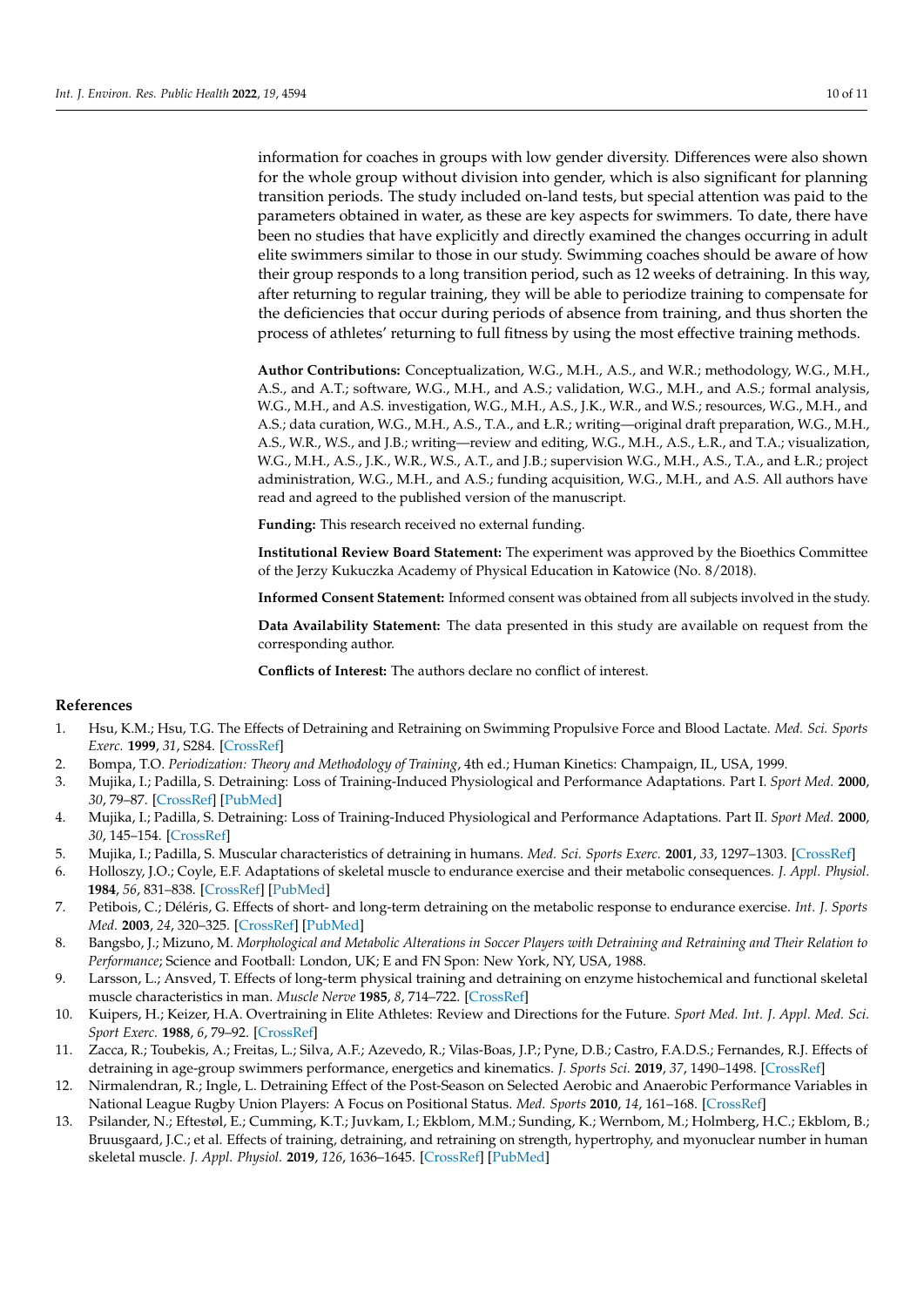information for coaches in groups with low gender diversity. Differences were also shown for the whole group without division into gender, which is also significant for planning transition periods. The study included on-land tests, but special attention was paid to the parameters obtained in water, as these are key aspects for swimmers. To date, there have been no studies that have explicitly and directly examined the changes occurring in adult elite swimmers similar to those in our study. Swimming coaches should be aware of how their group responds to a long transition period, such as 12 weeks of detraining. In this way, after returning to regular training, they will be able to periodize training to compensate for the deficiencies that occur during periods of absence from training, and thus shorten the process of athletes' returning to full fitness by using the most effective training methods.

**Author Contributions:** Conceptualization, W.G., M.H., A.S., and W.R.; methodology, W.G., M.H., A.S., and A.T.; software, W.G., M.H., and A.S.; validation, W.G., M.H., and A.S.; formal analysis, W.G., M.H., and A.S. investigation, W.G., M.H., A.S., J.K., W.R., and W.S.; resources, W.G., M.H., and A.S.; data curation, W.G., M.H., A.S., T.A., and Ł.R.; writing—original draft preparation, W.G., M.H., A.S., W.R., W.S., and J.B.; writing—review and editing, W.G., M.H., A.S., Ł.R., and T.A.; visualization, W.G., M.H., A.S., J.K., W.R., W.S., A.T., and J.B.; supervision W.G., M.H., A.S., T.A., and Ł.R.; project administration, W.G., M.H., and A.S.; funding acquisition, W.G., M.H., and A.S. All authors have read and agreed to the published version of the manuscript.

**Funding:** This research received no external funding.

**Institutional Review Board Statement:** The experiment was approved by the Bioethics Committee of the Jerzy Kukuczka Academy of Physical Education in Katowice (No. 8/2018).

**Informed Consent Statement:** Informed consent was obtained from all subjects involved in the study.

**Data Availability Statement:** The data presented in this study are available on request from the corresponding author.

**Conflicts of Interest:** The authors declare no conflict of interest.

## References

1. Hsu, K.M.; Hsu, T.G. The Effects of Detraining and Retraining on Swimming Propulsive Force and Blood Lactate. *Med. Sci. Sports Exerc.* **1999**, *31*, S284. [CrossRef]
2. Bompa, T.O. *Periodization: Theory and Methodology of Training*, 4th ed.; Human Kinetics: Champaign, IL, USA, 1999.
3. Mujika, I.; Padilla, S. Detraining: Loss of Training-Induced Physiological and Performance Adaptations. Part I. *Sport Med.* **2000**, *30*, 79–87. [CrossRef] [PubMed]
4. Mujika, I.; Padilla, S. Detraining: Loss of Training-Induced Physiological and Performance Adaptations. Part II. *Sport Med.* **2000**, *30*, 145–154. [CrossRef]
5. Mujika, I.; Padilla, S. Muscular characteristics of detraining in humans. *Med. Sci. Sports Exerc.* **2001**, *33*, 1297–1303. [CrossRef]
6. Holloszy, J.O.; Coyle, E.F. Adaptations of skeletal muscle to endurance exercise and their metabolic consequences. *J. Appl. Physiol.* **1984**, *56*, 831–838. [CrossRef] [PubMed]
7. Petibois, C.; Déléris, G. Effects of short- and long-term detraining on the metabolic response to endurance exercise. *Int. J. Sports Med.* **2003**, *24*, 320–325. [CrossRef] [PubMed]
8. Bangsbo, J.; Mizuno, M. *Morphological and Metabolic Alterations in Soccer Players with Detraining and Retraining and Their Relation to Performance*; Science and Football: London, UK; E and FN Spon: New York, NY, USA, 1988.
9. Larsson, L.; Ansved, T. Effects of long-term physical training and detraining on enzyme histochemical and functional skeletal muscle characteristics in man. *Muscle Nerve* **1985**, *8*, 714–722. [CrossRef]
10. Kuipers, H.; Keizer, H.A. Overtraining in Elite Athletes: Review and Directions for the Future. *Sport Med. Int. J. Appl. Med. Sci. Sport Exerc.* **1988**, *6*, 79–92. [CrossRef]
11. Zacca, R.; Toubekis, A.; Freitas, L.; Silva, A.F.; Azevedo, R.; Vilas-Boas, J.P.; Pyne, D.B.; Castro, F.A.D.S.; Fernandes, R.J. Effects of detraining in age-group swimmers performance, energetics and kinematics. *J. Sports Sci.* **2019**, *37*, 1490–1498. [CrossRef]
12. Nirmalendran, R.; Ingle, L. Detraining Effect of the Post-Season on Selected Aerobic and Anaerobic Performance Variables in National League Rugby Union Players: A Focus on Positional Status. *Med. Sports* **2010**, *14*, 161–168. [CrossRef]
13. Psilander, N.; Eftestøl, E.; Cumming, K.T.; Juvkam, I.; Ekblom, M.M.; Sunding, K.; Wernbom, M.; Holmberg, H.C.; Ekblom, B.; Bruusgaard, J.C.; et al. Effects of training, detraining, and retraining on strength, hypertrophy, and myonuclear number in human skeletal muscle. *J. Appl. Physiol.* **2019**, *126*, 1636–1645. [CrossRef] [PubMed]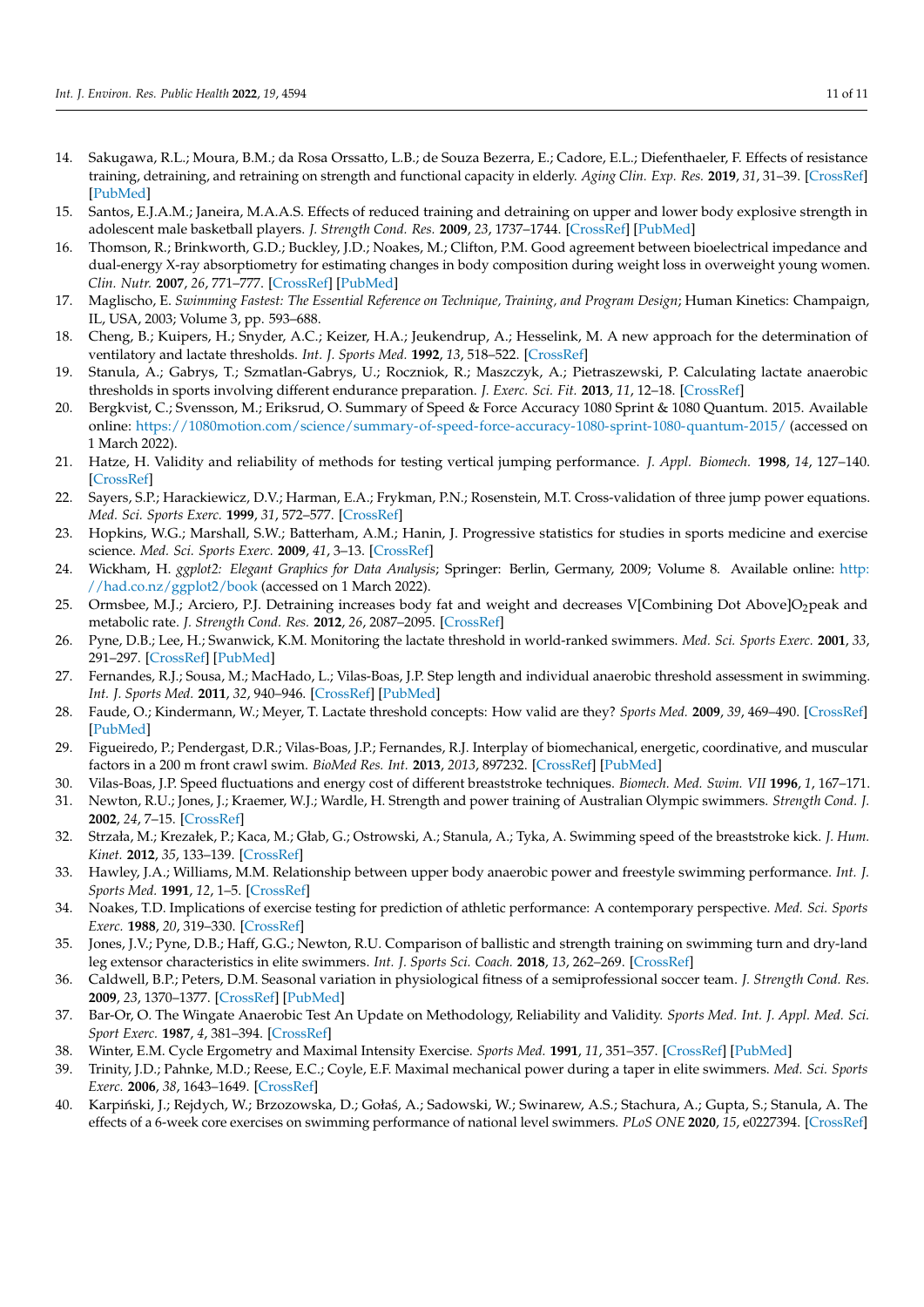14. Sakugawa, R.L.; Moura, B.M.; da Rosa Orssatto, L.B.; de Souza Bezerra, E.; Cadore, E.L.; Diefenthaeler, F. Effects of resistance training, detraining, and retraining on strength and functional capacity in elderly. *Aging Clin. Exp. Res.* **2019**, *31*, 31–39. [CrossRef] [PubMed]
15. Santos, E.J.A.M.; Janeira, M.A.A.S. Effects of reduced training and detraining on upper and lower body explosive strength in adolescent male basketball players. *J. Strength Cond. Res.* **2009**, *23*, 1737–1744. [CrossRef] [PubMed]
16. Thomson, R.; Brinkworth, G.D.; Buckley, J.D.; Noakes, M.; Clifton, P.M. Good agreement between bioelectrical impedance and dual-energy X-ray absorptiometry for estimating changes in body composition during weight loss in overweight young women. *Clin. Nutr.* **2007**, *26*, 771–777. [CrossRef] [PubMed]
17. Maglischo, E. *Swimming Fastest: The Essential Reference on Technique, Training, and Program Design*; Human Kinetics: Champaign, IL, USA, 2003; Volume 3, pp. 593–688.
18. Cheng, B.; Kuipers, H.; Snyder, A.C.; Keizer, H.A.; Jeukendrup, A.; Hesselink, M. A new approach for the determination of ventilatory and lactate thresholds. *Int. J. Sports Med.* **1992**, *13*, 518–522. [CrossRef]
19. Stanula, A.; Gabrys, T.; Szmatlan-Gabrys, U.; Roczniok, R.; Maszczyk, A.; Pietraszewski, P. Calculating lactate anaerobic thresholds in sports involving different endurance preparation. *J. Exerc. Sci. Fit.* **2013**, *11*, 12–18. [CrossRef]
20. Bergkvist, C.; Svensson, M.; Eriksrud, O. Summary of Speed & Force Accuracy 1080 Sprint & 1080 Quantum. 2015. Available online: https://1080motion.com/science/summary-of-speed-force-accuracy-1080-sprint-1080-quantum-2015/ (accessed on 1 March 2022).
21. Hatze, H. Validity and reliability of methods for testing vertical jumping performance. *J. Appl. Biomech.* **1998**, *14*, 127–140. [CrossRef]
22. Sayers, S.P.; Harackiewicz, D.V.; Harman, E.A.; Frykman, P.N.; Rosenstein, M.T. Cross-validation of three jump power equations. *Med. Sci. Sports Exerc.* **1999**, *31*, 572–577. [CrossRef]
23. Hopkins, W.G.; Marshall, S.W.; Batterham, A.M.; Hanin, J. Progressive statistics for studies in sports medicine and exercise science. *Med. Sci. Sports Exerc.* **2009**, *41*, 3–13. [CrossRef]
24. Wickham, H. *ggplot2: Elegant Graphics for Data Analysis*; Springer: Berlin, Germany, 2009; Volume 8. Available online: http://had.co.nz/ggplot2/book (accessed on 1 March 2022).
25. Ormsbee, M.J.; Arciero, P.J. Detraining increases body fat and weight and decreases V[Combining Dot Above]O$_2$peak and metabolic rate. *J. Strength Cond. Res.* **2012**, *26*, 2087–2095. [CrossRef]
26. Pyne, D.B.; Lee, H.; Swanwick, K.M. Monitoring the lactate threshold in world-ranked swimmers. *Med. Sci. Sports Exerc.* **2001**, *33*, 291–297. [CrossRef] [PubMed]
27. Fernandes, R.J.; Sousa, M.; MacHado, L.; Vilas-Boas, J.P. Step length and individual anaerobic threshold assessment in swimming. *Int. J. Sports Med.* **2011**, *32*, 940–946. [CrossRef] [PubMed]
28. Faude, O.; Kindermann, W.; Meyer, T. Lactate threshold concepts: How valid are they? *Sports Med.* **2009**, *39*, 469–490. [CrossRef] [PubMed]
29. Figueiredo, P.; Pendergast, D.R.; Vilas-Boas, J.P.; Fernandes, R.J. Interplay of biomechanical, energetic, coordinative, and muscular factors in a 200 m front crawl swim. *BioMed Res. Int.* **2013**, *2013*, 897232. [CrossRef] [PubMed]
30. Vilas-Boas, J.P. Speed fluctuations and energy cost of different breaststroke techniques. *Biomech. Med. Swim. VII* **1996**, *1*, 167–171.
31. Newton, R.U.; Jones, J.; Kraemer, W.J.; Wardle, H. Strength and power training of Australian Olympic swimmers. *Strength Cond. J.* **2002**, *24*, 7–15. [CrossRef]
32. Strzała, M.; Krezałek, P.; Kaca, M.; Głab, G.; Ostrowski, A.; Stanula, A.; Tyka, A. Swimming speed of the breaststroke kick. *J. Hum. Kinet.* **2012**, *35*, 133–139. [CrossRef]
33. Hawley, J.A.; Williams, M.M. Relationship between upper body anaerobic power and freestyle swimming performance. *Int. J. Sports Med.* **1991**, *12*, 1–5. [CrossRef]
34. Noakes, T.D. Implications of exercise testing for prediction of athletic performance: A contemporary perspective. *Med. Sci. Sports Exerc.* **1988**, *20*, 319–330. [CrossRef]
35. Jones, J.V.; Pyne, D.B.; Haff, G.G.; Newton, R.U. Comparison of ballistic and strength training on swimming turn and dry-land leg extensor characteristics in elite swimmers. *Int. J. Sports Sci. Coach.* **2018**, *13*, 262–269. [CrossRef]
36. Caldwell, B.P.; Peters, D.M. Seasonal variation in physiological fitness of a semiprofessional soccer team. *J. Strength Cond. Res.* **2009**, *23*, 1370–1377. [CrossRef] [PubMed]
37. Bar-Or, O. The Wingate Anaerobic Test An Update on Methodology, Reliability and Validity. *Sports Med. Int. J. Appl. Med. Sci. Sport Exerc.* **1987**, *4*, 381–394. [CrossRef]
38. Winter, E.M. Cycle Ergometry and Maximal Intensity Exercise. *Sports Med.* **1991**, *11*, 351–357. [CrossRef] [PubMed]
39. Trinity, J.D.; Pahnke, M.D.; Reese, E.C.; Coyle, E.F. Maximal mechanical power during a taper in elite swimmers. *Med. Sci. Sports Exerc.* **2006**, *38*, 1643–1649. [CrossRef]
40. Karpiński, J.; Rejdych, W.; Brzozowska, D.; Gołaś, A.; Sadowski, W.; Swinarew, A.S.; Stachura, A.; Gupta, S.; Stanula, A. The effects of a 6-week core exercises on swimming performance of national level swimmers. *PLoS ONE* **2020**, *15*, e0227394. [CrossRef]